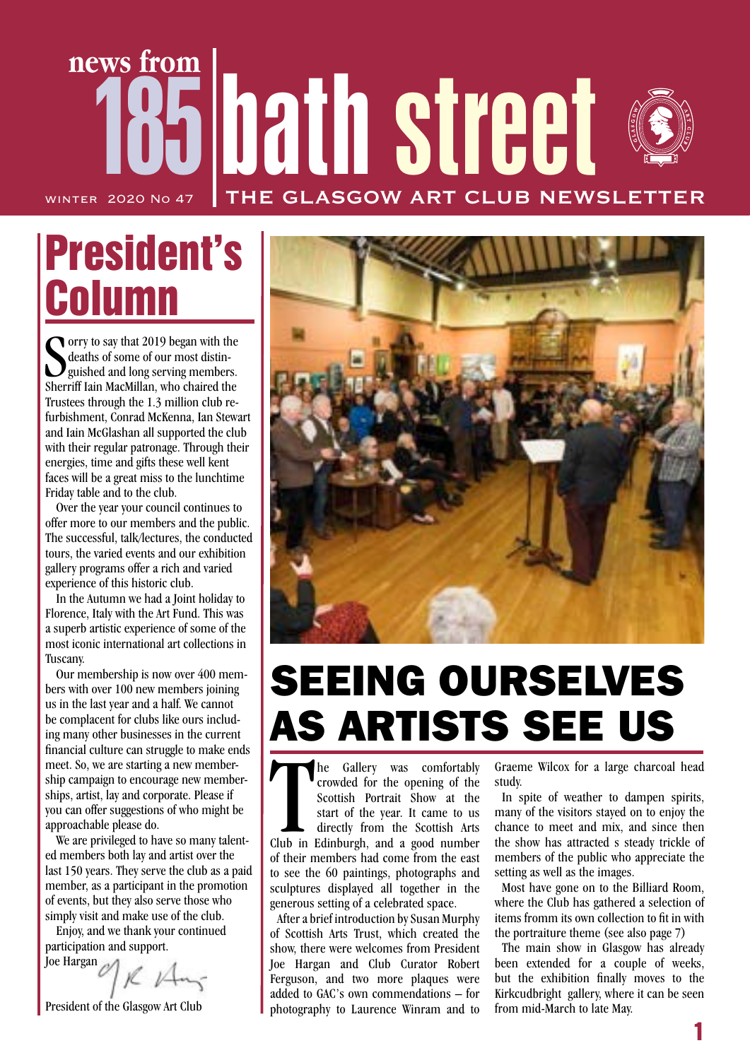# news from 185 bath street

WINTER 2020 No 47 | THE GLASGOW ART CLUB NEWSLETTER

## President's Column

Sorry to say that 2019 began with the deaths of some of our most distinguished and long serving members. Sherriff Iain MacMillan, who chaired the Trustees through the 1.3 million club refurbishment, Conrad McKenna, Ian Stewart and Iain McGlashan all supported the club with their regular patronage. Through their energies, time and gifts these well kent faces will be a great miss to the lunchtime Friday table and to the club.

Over the year your council continues to offer more to our members and the public. The successful, talk/lectures, the conducted tours, the varied events and our exhibition gallery programs offer a rich and varied experience of this historic club.

In the Autumn we had a Joint holiday to Florence, Italy with the Art Fund. This was a superb artistic experience of some of the most iconic international art collections in Tuscany.

Our membership is now over 400 members with over 100 new members joining us in the last year and a half. We cannot be complacent for clubs like ours including many other businesses in the current financial culture can struggle to make ends meet. So, we are starting a new membership campaign to encourage new memberships, artist, lay and corporate. Please if you can offer suggestions of who might be approachable please do.

We are privileged to have so many talented members both lay and artist over the last 150 years. They serve the club as a paid member, as a participant in the promotion of events, but they also serve those who simply visit and make use of the club.

Enjoy, and we thank your continued participation and support.

Joe Hargan

President of the Glasgow Art Club

## SEEING OURSELVES AS ARTISTS SEE US

The Gallery was comfortably crowded for the opening of the Scottish Portrait Show at the start of the year. It came to us directly from the Scottish Arts Club in Edinburgh, and a good number of their members had come from the east to see the 60 paintings, photographs and sculptures displayed all together in the generous setting of a celebrated space.

After a brief introduction by Susan Murphy of Scottish Arts Trust, which created the show, there were welcomes from President Joe Hargan and Club Curator Robert Ferguson, and two more plaques were added to GAC's own commendations – for photography to Laurence Winram and to Graeme Wilcox for a large charcoal head study.

In spite of weather to dampen spirits, many of the visitors stayed on to enjoy the chance to meet and mix, and since then the show has attracted s steady trickle of members of the public who appreciate the setting as well as the images.

Most have gone on to the Billiard Room, where the Club has gathered a selection of items fromm its own collection to fit in with the portraiture theme (see also page 7)

The main show in Glasgow has already been extended for a couple of weeks, but the exhibition finally moves to the Kirkcudbright gallery, where it can be seen from mid-March to late May.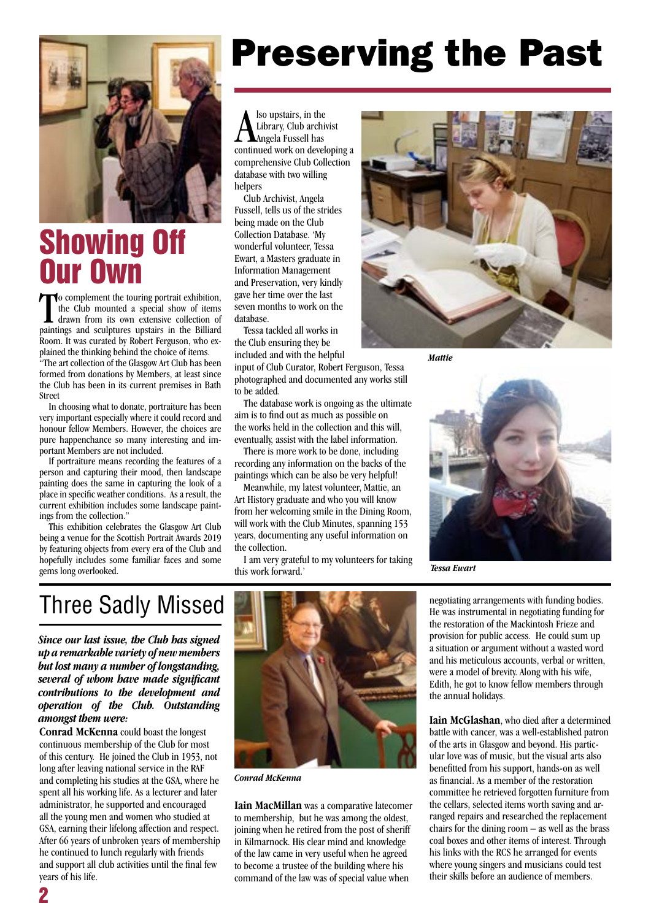# Showing Off Our Own

To complement the touring portrait exhibition, the Club mounted a special show of items drawn from its own extensive collection of paintings and sculptures upstairs in the Billiard Room. It was curated by Robert Ferguson, who explained the thinking behind the choice of items.

"The art collection of the Glasgow Art Club has been formed from donations by Members, at least since the Club has been in its current premises in Bath Street

In choosing what to donate, portraiture has been very important especially where it could record and honour fellow Members. However, the choices are pure happenchance so many interesting and important Members are not included.

If portraiture means recording the features of a person and capturing their mood, then landscape painting does the same in capturing the look of a place in specific weather conditions. As a result, the current exhibition includes some landscape paintings from the collection."

This exhibition celebrates the Glasgow Art Club being a venue for the Scottish Portrait Awards 2019 by featuring objects from every era of the Club and hopefully includes some familiar faces and some gems long overlooked.

# Preserving the Past

Also upstairs, in the Library, Club archivist Angela Fussell has continued work on developing a comprehensive Club Collection database with two willing helpers

Club Archivist, Angela Fussell, tells us of the strides being made on the Club Collection Database. 'My wonderful volunteer, Tessa Ewart, a Masters graduate in Information Management and Preservation, very kindly gave her time over the last seven months to work on the database.

Tessa tackled all works in the Club ensuring they be included and with the helpful input of Club Curator, Robert Ferguson, Tessa photographed and documented any works still to be added.

The database work is ongoing as the ultimate aim is to find out as much as possible on the works held in the collection and this will, eventually, assist with the label information.

There is more work to be done, including recording any information on the backs of the paintings which can be also be very helpful!

Meanwhile, my latest volunteer, Mattie, an Art History graduate and who you will know from her welcoming smile in the Dining Room, will work with the Club Minutes, spanning 153 years, documenting any useful information on the collection.

I am very grateful to my volunteers for taking this work forward.'

*Mattie*

*Tessa Ewart*

# Three Sadly Missed

***Since our last issue, the Club has signed up a remarkable variety of new members but lost many a number of longstanding, several of whom have made significant contributions to the development and operation of the Club. Outstanding amongst them were:***

**Conrad McKenna** could boast the longest continuous membership of the Club for most of this century. He joined the Club in 1953, not long after leaving national service in the RAF and completing his studies at the GSA, where he spent all his working life. As a lecturer and later administrator, he supported and encouraged all the young men and women who studied at GSA, earning their lifelong affection and respect. After 66 years of unbroken years of membership he continued to lunch regularly with friends and support all club activities until the final few years of his life.

*Conrad McKenna*

**Iain MacMillan** was a comparative latecomer to membership, but he was among the oldest, joining when he retired from the post of sheriff in Kilmarnock. His clear mind and knowledge of the law came in very useful when he agreed to become a trustee of the building where his command of the law was of special value when negotiating arrangements with funding bodies. He was instrumental in negotiating funding for the restoration of the Mackintosh Frieze and provision for public access. He could sum up a situation or argument without a wasted word and his meticulous accounts, verbal or written, were a model of brevity. Along with his wife, Edith, he got to know fellow members through the annual holidays.

**Iain McGlashan**, who died after a determined battle with cancer, was a well-established patron of the arts in Glasgow and beyond. His particular love was of music, but the visual arts also benefitted from his support, hands-on as well as financial. As a member of the restoration committee he retrieved forgotten furniture from the cellars, selected items worth saving and arranged repairs and researched the replacement chairs for the dining room – as well as the brass coal boxes and other items of interest. Through his links with the RCS he arranged for events where young singers and musicians could test their skills before an audience of members.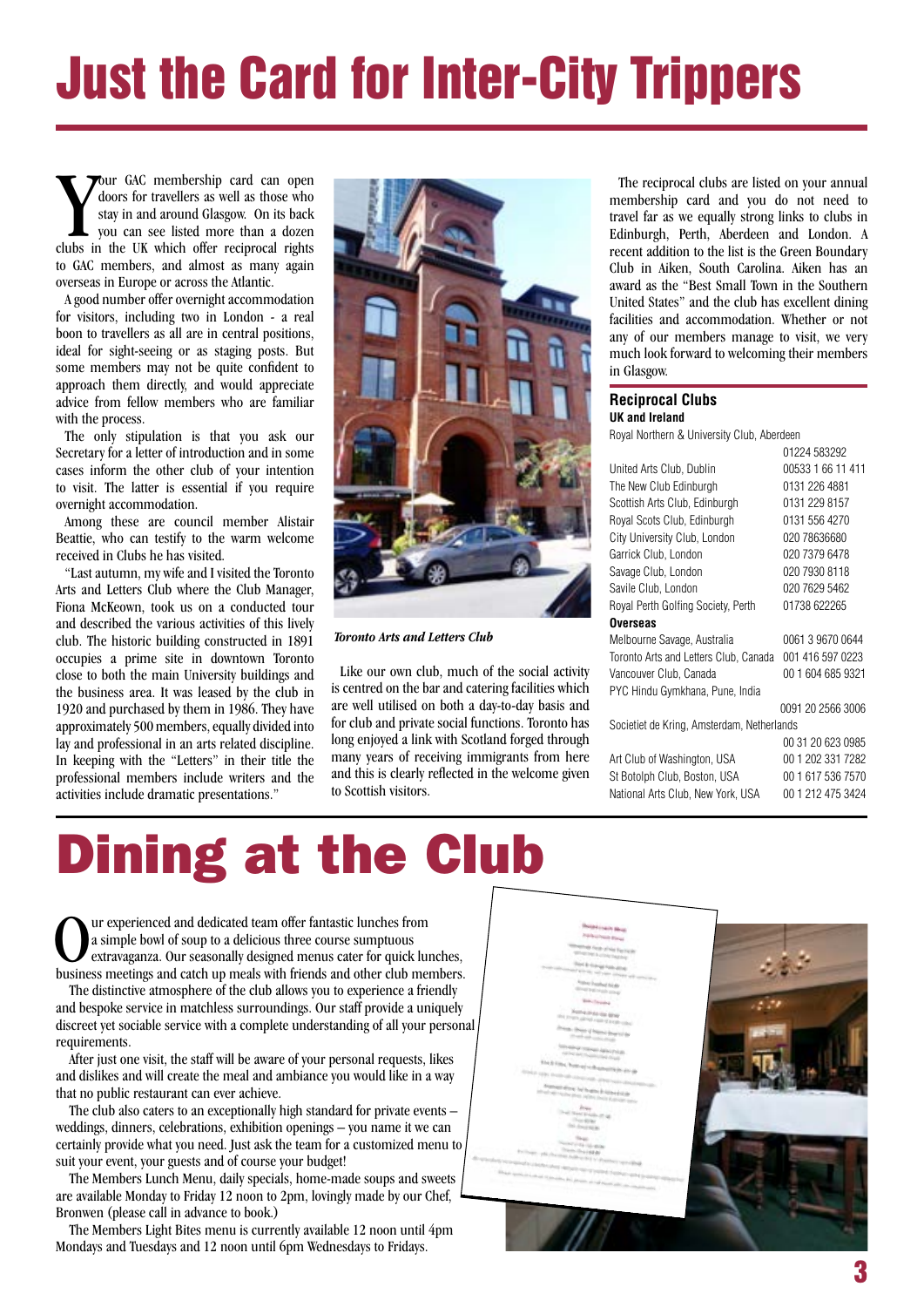# Just the Card for Inter-City Trippers

Your GAC membership card can open doors for travellers as well as those who stay in and around Glasgow. On its back you can see listed more than a dozen clubs in the UK which offer reciprocal rights to GAC members, and almost as many again overseas in Europe or across the Atlantic.

A good number offer overnight accommodation for visitors, including two in London - a real boon to travellers as all are in central positions, ideal for sight-seeing or as staging posts. But some members may not be quite confident to approach them directly, and would appreciate advice from fellow members who are familiar with the process.

The only stipulation is that you ask our Secretary for a letter of introduction and in some cases inform the other club of your intention to visit. The latter is essential if you require overnight accommodation.

Among these are council member Alistair Beattie, who can testify to the warm welcome received in Clubs he has visited.

"Last autumn, my wife and I visited the Toronto Arts and Letters Club where the Club Manager, Fiona McKeown, took us on a conducted tour and described the various activities of this lively club. The historic building constructed in 1891 occupies a prime site in downtown Toronto close to both the main University buildings and the business area. It was leased by the club in 1920 and purchased by them in 1986. They have approximately 500 members, equally divided into lay and professional in an arts related discipline. In keeping with the "Letters" in their title the professional members include writers and the activities include dramatic presentations."

*Toronto Arts and Letters Club*

Like our own club, much of the social activity is centred on the bar and catering facilities which are well utilised on both a day-to-day basis and for club and private social functions. Toronto has long enjoyed a link with Scotland forged through many years of receiving immigrants from here and this is clearly reflected in the welcome given to Scottish visitors.

The reciprocal clubs are listed on your annual membership card and you do not need to travel far as we equally strong links to clubs in Edinburgh, Perth, Aberdeen and London. A recent addition to the list is the Green Boundary Club in Aiken, South Carolina. Aiken has an award as the "Best Small Town in the Southern United States" and the club has excellent dining facilities and accommodation. Whether or not any of our members manage to visit, we very much look forward to welcoming their members in Glasgow.

## Reciprocal Clubs

**UK and Ireland**

| Club | Telephone |
|---|---|
| Royal Northern & University Club, Aberdeen | 01224 583292 |
| United Arts Club, Dublin | 00533 1 66 11 411 |
| The New Club Edinburgh | 0131 226 4881 |
| Scottish Arts Club, Edinburgh | 0131 229 8157 |
| Royal Scots Club, Edinburgh | 0131 556 4270 |
| City University Club, London | 020 78636680 |
| Garrick Club, London | 020 7379 6478 |
| Savage Club, London | 020 7930 8118 |
| Savile Club, London | 020 7629 5462 |
| Royal Perth Golfing Society, Perth | 01738 622265 |

**Overseas**

| Club | Telephone |
|---|---|
| Melbourne Savage, Australia | 0061 3 9670 0644 |
| Toronto Arts and Letters Club, Canada | 001 416 597 0223 |
| Vancouver Club, Canada | 00 1 604 685 9321 |
| PYC Hindu Gymkhana, Pune, India | 0091 20 2566 3006 |
| Societiet de Kring, Amsterdam, Netherlands | 00 31 20 623 0985 |
| Art Club of Washington, USA | 00 1 202 331 7282 |
| St Botolph Club, Boston, USA | 00 1 617 536 7570 |
| National Arts Club, New York, USA | 00 1 212 475 3424 |

# Dining at the Club

Our experienced and dedicated team offer fantastic lunches from a simple bowl of soup to a delicious three course sumptuous extravaganza. Our seasonally designed menus cater for quick lunches, business meetings and catch up meals with friends and other club members.

The distinctive atmosphere of the club allows you to experience a friendly and bespoke service in matchless surroundings. Our staff provide a uniquely discreet yet sociable service with a complete understanding of all your personal requirements.

After just one visit, the staff will be aware of your personal requests, likes and dislikes and will create the meal and ambiance you would like in a way that no public restaurant can ever achieve.

The club also caters to an exceptionally high standard for private events – weddings, dinners, celebrations, exhibition openings – you name it we can certainly provide what you need. Just ask the team for a customized menu to suit your event, your guests and of course your budget!

The Members Lunch Menu, daily specials, home-made soups and sweets are available Monday to Friday 12 noon to 2pm, lovingly made by our Chef, Bronwen (please call in advance to book.)

The Members Light Bites menu is currently available 12 noon until 4pm Mondays and Tuesdays and 12 noon until 6pm Wednesdays to Fridays.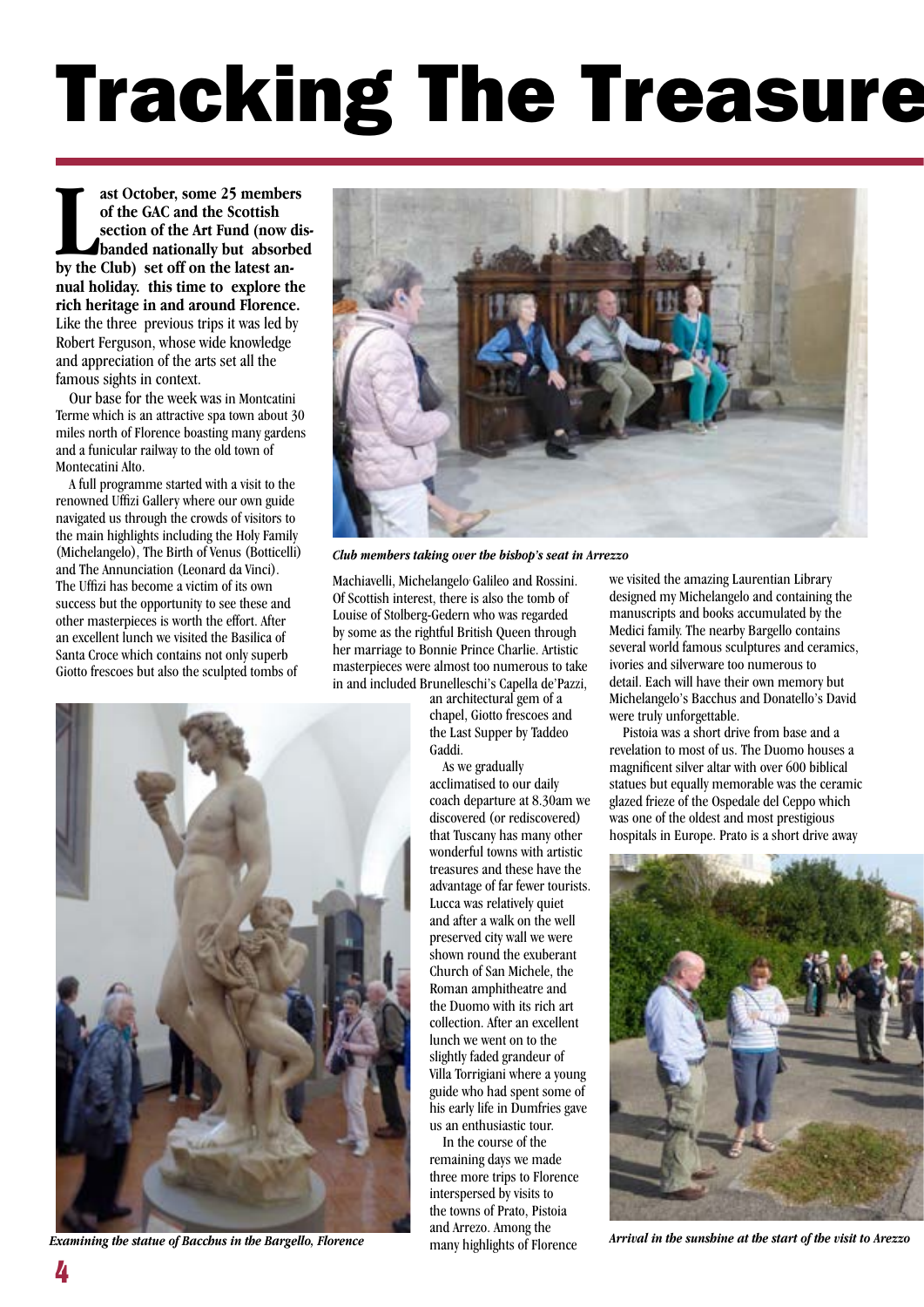# Tracking The Treasure

**Last October, some 25 members of the GAC and the Scottish section of the Art Fund (now disbanded nationally but absorbed by the Club) set off on the latest annual holiday. this time to explore the rich heritage in and around Florence.** Like the three previous trips it was led by Robert Ferguson, whose wide knowledge and appreciation of the arts set all the famous sights in context.

Our base for the week was in Montcatini Terme which is an attractive spa town about 30 miles north of Florence boasting many gardens and a funicular railway to the old town of Montecatini Alto.

A full programme started with a visit to the renowned Uffizi Gallery where our own guide navigated us through the crowds of visitors to the main highlights including the Holy Family (Michelangelo), The Birth of Venus (Botticelli) and The Annunciation (Leonard da Vinci). The Uffizi has become a victim of its own success but the opportunity to see these and other masterpieces is worth the effort. After an excellent lunch we visited the Basilica of Santa Croce which contains not only superb Giotto frescoes but also the sculpted tombs of Machiavelli, Michelangelo, Galileo and Rossini. Of Scottish interest, there is also the tomb of Louise of Stolberg-Gedern who was regarded by some as the rightful British Queen through her marriage to Bonnie Prince Charlie. Artistic masterpieces were almost too numerous to take in and included Brunelleschi's Capella de'Pazzi, an architectural gem of a chapel, Giotto frescoes and the Last Supper by Taddeo Gaddi.

*Club members taking over the bishop's seat in Arrezzo*

As we gradually acclimatised to our daily coach departure at 8.30am we discovered (or rediscovered) that Tuscany has many other wonderful towns with artistic treasures and these have the advantage of far fewer tourists. Lucca was relatively quiet and after a walk on the well preserved city wall we were shown round the exuberant Church of San Michele, the Roman amphitheatre and the Duomo with its rich art collection. After an excellent lunch we went on to the slightly faded grandeur of Villa Torrigiani where a young guide who had spent some of his early life in Dumfries gave us an enthusiastic tour.

In the course of the remaining days we made three more trips to Florence interspersed by visits to the towns of Prato, Pistoia and Arrezo. Among the many highlights of Florence we visited the amazing Laurentian Library designed my Michelangelo and containing the manuscripts and books accumulated by the Medici family. The nearby Bargello contains several world famous sculptures and ceramics, ivories and silverware too numerous to detail. Each will have their own memory but Michelangelo's Bacchus and Donatello's David were truly unforgettable.

*Examining the statue of Bacchus in the Bargello, Florence*

Pistoia was a short drive from base and a revelation to most of us. The Duomo houses a magnificent silver altar with over 600 biblical statues but equally memorable was the ceramic glazed frieze of the Ospedale del Ceppo which was one of the oldest and most prestigious hospitals in Europe. Prato is a short drive away

*Arrival in the sunshine at the start of the visit to Arezzo*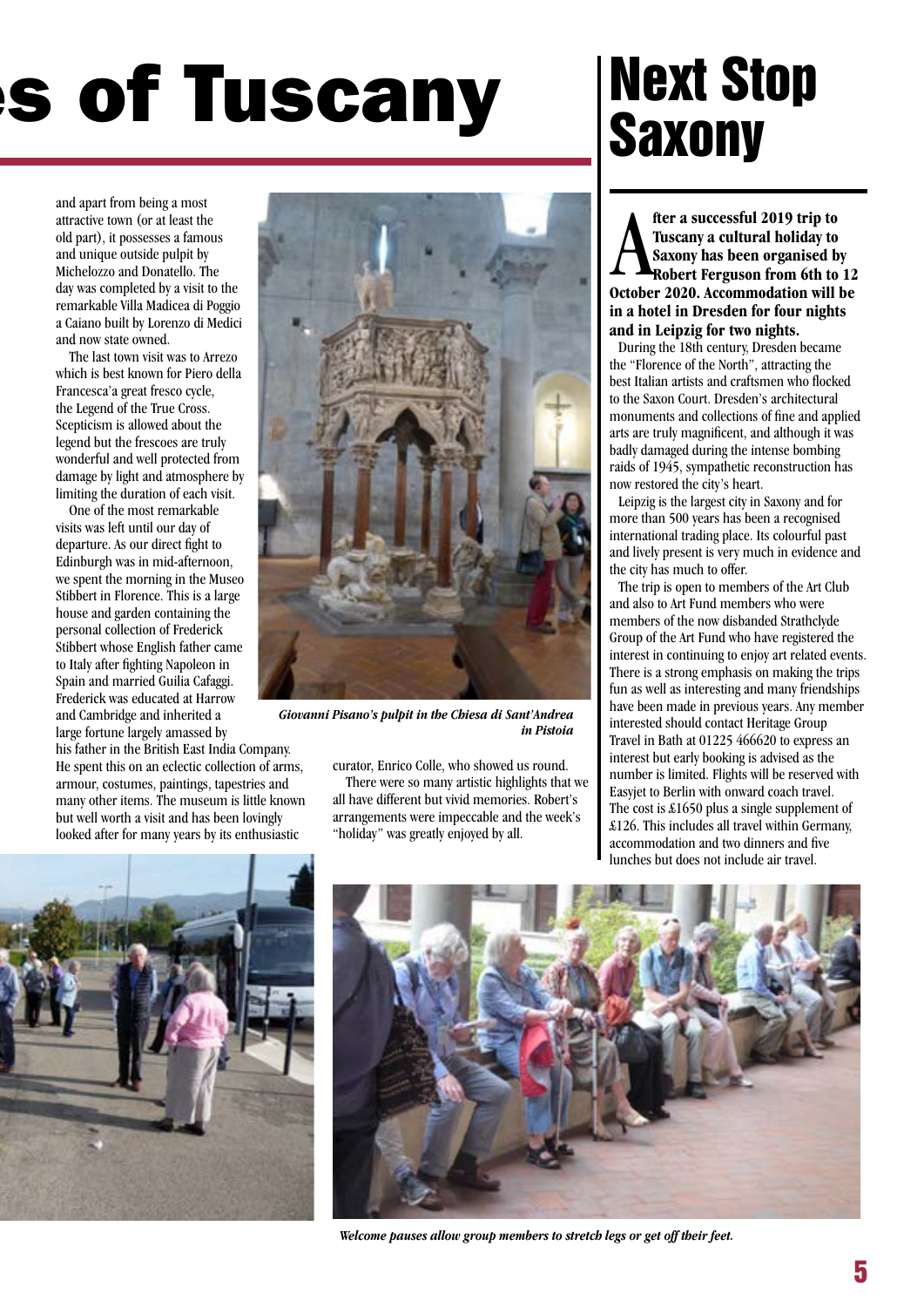# es of Tuscany

and apart from being a most attractive town (or at least the old part), it possesses a famous and unique outside pulpit by Michelozzo and Donatello. The day was completed by a visit to the remarkable Villa Madicea di Poggio a Caiano built by Lorenzo di Medici and now state owned.

The last town visit was to Arrezo which is best known for Piero della Francesca's great fresco cycle, the Legend of the True Cross. Scepticism is allowed about the legend but the frescoes are truly wonderful and well protected from damage by light and atmosphere by limiting the duration of each visit.

One of the most remarkable visits was left until our day of departure. As our direct fight to Edinburgh was in mid-afternoon, we spent the morning in the Museo Stibbert in Florence. This is a large house and garden containing the personal collection of Frederick Stibbert whose English father came to Italy after fighting Napoleon in Spain and married Guilia Cafaggi. Frederick was educated at Harrow and Cambridge and inherited a large fortune largely amassed by his father in the British East India Company. He spent this on an eclectic collection of arms, armour, costumes, paintings, tapestries and many other items. The museum is little known but well worth a visit and has been lovingly looked after for many years by its enthusiastic curator, Enrico Colle, who showed us round.

There were so many artistic highlights that we all have different but vivid memories. Robert's arrangements were impeccable and the week's "holiday" was greatly enjoyed by all.

*Giovanni Pisano's pulpit in the Chiesa di Sant'Andrea in Pistoia*

*Welcome pauses allow group members to stretch legs or get off their feet.*

# Next Stop Saxony

**After a successful 2019 trip to Tuscany a cultural holiday to Saxony has been organised by Robert Ferguson from 6th to 12 October 2020. Accommodation will be in a hotel in Dresden for four nights and in Leipzig for two nights.**

During the 18th century, Dresden became the "Florence of the North", attracting the best Italian artists and craftsmen who flocked to the Saxon Court. Dresden's architectural monuments and collections of fine and applied arts are truly magnificent, and although it was badly damaged during the intense bombing raids of 1945, sympathetic reconstruction has now restored the city's heart.

Leipzig is the largest city in Saxony and for more than 500 years has been a recognised international trading place. Its colourful past and lively present is very much in evidence and the city has much to offer.

The trip is open to members of the Art Club and also to Art Fund members who were members of the now disbanded Strathclyde Group of the Art Fund who have registered the interest in continuing to enjoy art related events. There is a strong emphasis on making the trips fun as well as interesting and many friendships have been made in previous years. Any member interested should contact Heritage Group Travel in Bath at 01225 466620 to express an interest but early booking is advised as the number is limited. Flights will be reserved with Easyjet to Berlin with onward coach travel. The cost is £1650 plus a single supplement of £126. This includes all travel within Germany, accommodation and two dinners and five lunches but does not include air travel.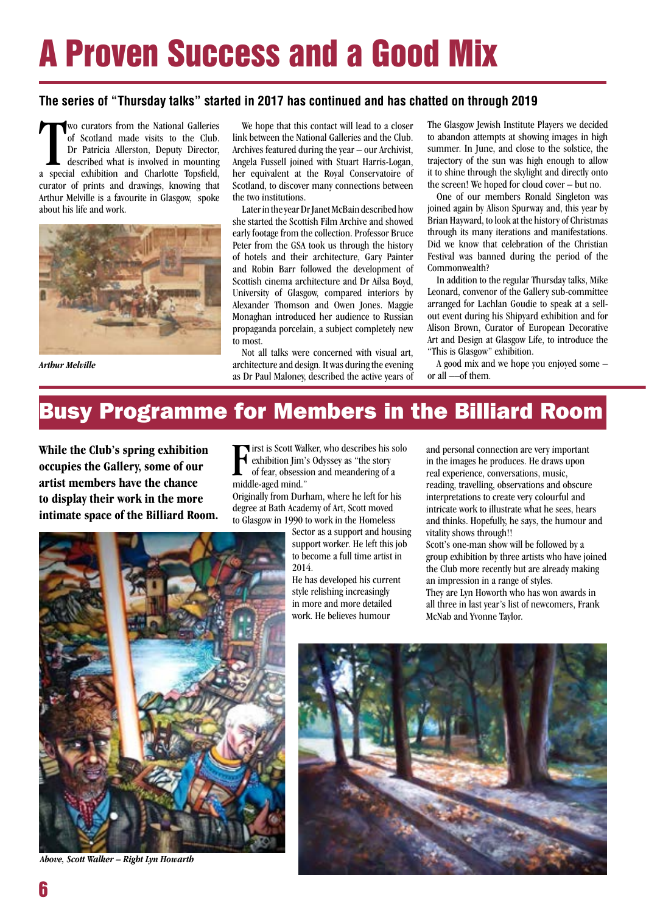# A Proven Success and a Good Mix

**The series of "Thursday talks" started in 2017 has continued and has chatted on through 2019**

Two curators from the National Galleries of Scotland made visits to the Club. Dr Patricia Allerston, Deputy Director, described what is involved in mounting a special exhibition and Charlotte Topsfield, curator of prints and drawings, knowing that Arthur Melville is a favourite in Glasgow, spoke about his life and work.

*Arthur Melville*

We hope that this contact will lead to a closer link between the National Galleries and the Club. Archives featured during the year – our Archivist, Angela Fussell joined with Stuart Harris-Logan, her equivalent at the Royal Conservatoire of Scotland, to discover many connections between the two institutions.

Later in the year Dr Janet McBain described how she started the Scottish Film Archive and showed early footage from the collection. Professor Bruce Peter from the GSA took us through the history of hotels and their architecture, Gary Painter and Robin Barr followed the development of Scottish cinema architecture and Dr Ailsa Boyd, University of Glasgow, compared interiors by Alexander Thomson and Owen Jones. Maggie Monaghan introduced her audience to Russian propaganda porcelain, a subject completely new to most.

Not all talks were concerned with visual art, architecture and design. It was during the evening as Dr Paul Maloney, described the active years of The Glasgow Jewish Institute Players we decided to abandon attempts at showing images in high summer. In June, and close to the solstice, the trajectory of the sun was high enough to allow it to shine through the skylight and directly onto the screen! We hoped for cloud cover – but no.

One of our members Ronald Singleton was joined again by Alison Spurway and, this year by Brian Hayward, to look at the history of Christmas through its many iterations and manifestations. Did we know that celebration of the Christian Festival was banned during the period of the Commonwealth?

In addition to the regular Thursday talks, Mike Leonard, convenor of the Gallery sub-committee arranged for Lachlan Goudie to speak at a sell-out event during his Shipyard exhibition and for Alison Brown, Curator of European Decorative Art and Design at Glasgow Life, to introduce the "This is Glasgow" exhibition.

A good mix and we hope you enjoyed some – or all —of them.

# Busy Programme for Members in the Billiard Room

**While the Club's spring exhibition occupies the Gallery, some of our artist members have the chance to display their work in the more intimate space of the Billiard Room.**

First is Scott Walker, who describes his solo exhibition Jim's Odyssey as "the story of fear, obsession and meandering of a middle-aged mind."

Originally from Durham, where he left for his degree at Bath Academy of Art, Scott moved to Glasgow in 1990 to work in the Homeless Sector as a support and housing support worker. He left this job to become a full time artist in 2014.

He has developed his current style relishing increasingly in more and more detailed work. He believes humour and personal connection are very important in the images he produces. He draws upon real experience, conversations, music, reading, travelling, observations and obscure interpretations to create very colourful and intricate work to illustrate what he sees, hears and thinks. Hopefully, he says, the humour and vitality shows through!!

Scott's one-man show will be followed by a group exhibition by three artists who have joined the Club more recently but are already making an impression in a range of styles.

They are Lyn Howorth who has won awards in all three in last year's list of newcomers, Frank McNab and Yvonne Taylor.

*Above, Scott Walker – Right Lyn Howarth*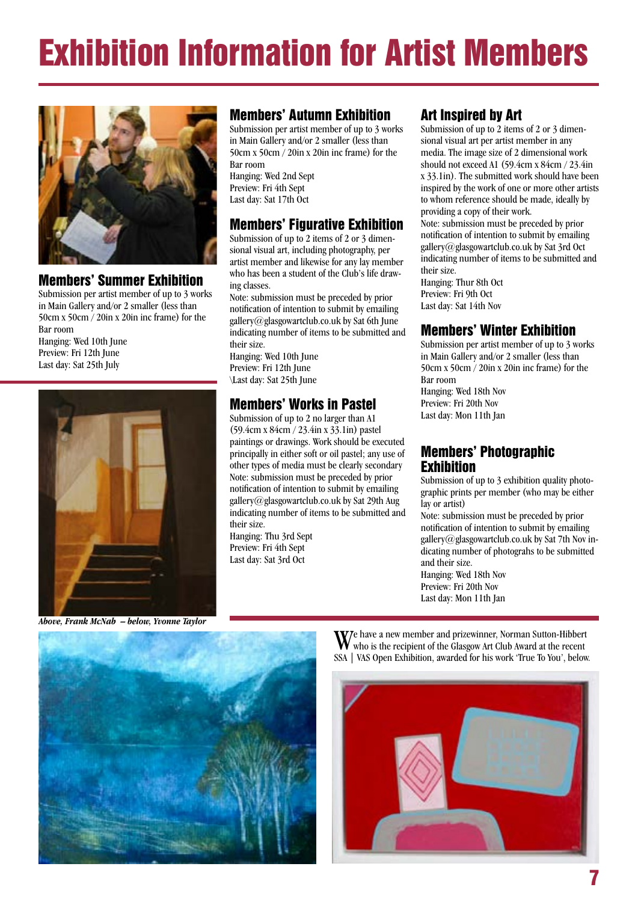# Exhibition Information for Artist Members

## Members' Summer Exhibition

Submission per artist member of up to 3 works in Main Gallery and/or 2 smaller (less than 50cm x 50cm / 20in x 20in inc frame) for the Bar room
Hanging: Wed 10th June
Preview: Fri 12th June
Last day: Sat 25th July

*Above, Frank McNab – below, Yvonne Taylor*

## Members' Autumn Exhibition

Submission per artist member of up to 3 works in Main Gallery and/or 2 smaller (less than 50cm x 50cm / 20in x 20in inc frame) for the Bar room
Hanging: Wed 2nd Sept
Preview: Fri 4th Sept
Last day: Sat 17th Oct

## Members' Figurative Exhibition

Submission of up to 2 items of 2 or 3 dimensional visual art, including photography, per artist member and likewise for any lay member who has been a student of the Club's life drawing classes.
Note: submission must be preceded by prior notification of intention to submit by emailing gallery@glasgowartclub.co.uk by Sat 6th June indicating number of items to be submitted and their size.
Hanging: Wed 10th June
Preview: Fri 12th June
\Last day: Sat 25th June

## Members' Works in Pastel

Submission of up to 2 no larger than A1 (59.4cm x 84cm / 23.4in x 33.1in) pastel paintings or drawings. Work should be executed principally in either soft or oil pastel; any use of other types of media must be clearly secondary
Note: submission must be preceded by prior notification of intention to submit by emailing gallery@glasgowartclub.co.uk by Sat 29th Aug indicating number of items to be submitted and their size.
Hanging: Thu 3rd Sept
Preview: Fri 4th Sept
Last day: Sat 3rd Oct

## Art Inspired by Art

Submission of up to 2 items of 2 or 3 dimensional visual art per artist member in any media. The image size of 2 dimensional work should not exceed A1 (59.4cm x 84cm / 23.4in x 33.1in). The submitted work should have been inspired by the work of one or more other artists to whom reference should be made, ideally by providing a copy of their work.
Note: submission must be preceded by prior notification of intention to submit by emailing gallery@glasgowartclub.co.uk by Sat 3rd Oct indicating number of items to be submitted and their size.
Hanging: Thur 8th Oct
Preview: Fri 9th Oct
Last day: Sat 14th Nov

## Members' Winter Exhibition

Submission per artist member of up to 3 works in Main Gallery and/or 2 smaller (less than 50cm x 50cm / 20in x 20in inc frame) for the Bar room
Hanging: Wed 18th Nov
Preview: Fri 20th Nov
Last day: Mon 11th Jan

## Members' Photographic Exhibition

Submission of up to 3 exhibition quality photographic prints per member (who may be either lay or artist)
Note: submission must be preceded by prior notification of intention to submit by emailing gallery@glasgowartclub.co.uk by Sat 7th Nov indicating number of photograhs to be submitted and their size.
Hanging: Wed 18th Nov
Preview: Fri 20th Nov
Last day: Mon 11th Jan

We have a new member and prizewinner, Norman Sutton-Hibbert who is the recipient of the Glasgow Art Club Award at the recent SSA | VAS Open Exhibition, awarded for his work 'True To You', below.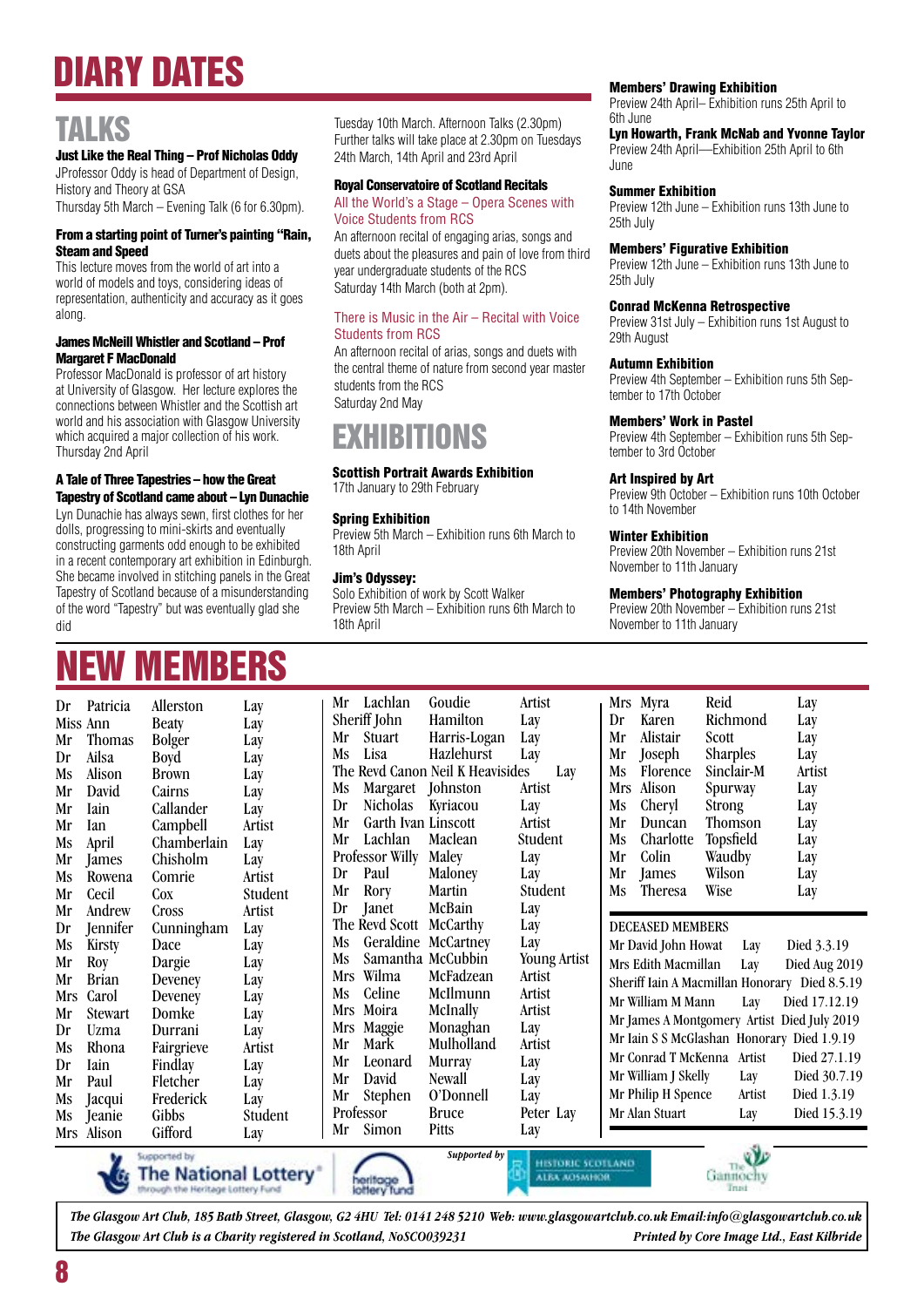# DIARY DATES

## TALKS

**Just Like the Real Thing – Prof Nicholas Oddy**
JProfessor Oddy is head of Department of Design, History and Theory at GSA
Thursday 5th March – Evening Talk (6 for 6.30pm).

**From a starting point of Turner's painting "Rain, Steam and Speed**
This lecture moves from the world of art into a world of models and toys, considering ideas of representation, authenticity and accuracy as it goes along.

**James McNeill Whistler and Scotland – Prof Margaret F MacDonald**
Professor MacDonald is professor of art history at University of Glasgow. Her lecture explores the connections between Whistler and the Scottish art world and his association with Glasgow University which acquired a major collection of his work.
Thursday 2nd April

**A Tale of Three Tapestries – how the Great Tapestry of Scotland came about – Lyn Dunachie**
Lyn Dunachie has always sewn, first clothes for her dolls, progressing to mini-skirts and eventually constructing garments odd enough to be exhibited in a recent contemporary art exhibition in Edinburgh. She became involved in stitching panels in the Great Tapestry of Scotland because of a misunderstanding of the word "Tapestry" but was eventually glad she did

Tuesday 10th March. Afternoon Talks (2.30pm)
Further talks will take place at 2.30pm on Tuesdays 24th March, 14th April and 23rd April

**Royal Conservatoire of Scotland Recitals**
All the World's a Stage – Opera Scenes with Voice Students from RCS
An afternoon recital of engaging arias, songs and duets about the pleasures and pain of love from third year undergraduate students of the RCS
Saturday 14th March (both at 2pm).

There is Music in the Air – Recital with Voice Students from RCS
An afternoon recital of arias, songs and duets with the central theme of nature from second year master students from the RCS
Saturday 2nd May

## EXHIBITIONS

**Scottish Portrait Awards Exhibition**
17th January to 29th February

**Spring Exhibition**
Preview 5th March – Exhibition runs 6th March to 18th April

**Jim's Odyssey:**
Solo Exhibition of work by Scott Walker
Preview 5th March – Exhibition runs 6th March to 18th April

**Members' Drawing Exhibition**
Preview 24th April– Exhibition runs 25th April to 6th June

**Lyn Howarth, Frank McNab and Yvonne Taylor**
Preview 24th April—Exhibition 25th April to 6th June

**Summer Exhibition**
Preview 12th June – Exhibition runs 13th June to 25th July

**Members' Figurative Exhibition**
Preview 12th June – Exhibition runs 13th June to 25th July

**Conrad McKenna Retrospective**
Preview 31st July – Exhibition runs 1st August to 29th August

**Autumn Exhibition**
Preview 4th September – Exhibition runs 5th September to 17th October

**Members' Work in Pastel**
Preview 4th September – Exhibition runs 5th September to 3rd October

**Art Inspired by Art**
Preview 9th October – Exhibition runs 10th October to 14th November

**Winter Exhibition**
Preview 20th November – Exhibition runs 21st November to 11th January

**Members' Photography Exhibition**
Preview 20th November – Exhibition runs 21st November to 11th January

# NEW MEMBERS

| | | | |
|---|---|---|---|
| Dr | Patricia | Allerston | Lay |
| Miss | Ann | Beaty | Lay |
| Mr | Thomas | Bolger | Lay |
| Dr | Ailsa | Boyd | Lay |
| Ms | Alison | Brown | Lay |
| Mr | David | Cairns | Lay |
| Mr | Iain | Callander | Lay |
| Mr | Ian | Campbell | Artist |
| Ms | April | Chamberlain | Lay |
| Mr | James | Chisholm | Lay |
| Ms | Rowena | Comrie | Artist |
| Mr | Cecil | Cox | Student |
| Mr | Andrew | Cross | Artist |
| Dr | Jennifer | Cunningham | Lay |
| Ms | Kirsty | Dace | Lay |
| Mr | Roy | Dargie | Lay |
| Mr | Brian | Deveney | Lay |
| Mrs | Carol | Deveney | Lay |
| Mr | Stewart | Domke | Lay |
| Dr | Uzma | Durrani | Lay |
| Ms | Rhona | Fairgrieve | Artist |
| Dr | Iain | Findlay | Lay |
| Mr | Paul | Fletcher | Lay |
| Ms | Jacqui | Frederick | Lay |
| Ms | Jeanie | Gibbs | Student |
| Mrs | Alison | Gifford | Lay |
| Mr | Lachlan | Goudie | Artist |
| Sheriff | John | Hamilton | Lay |
| Mr | Stuart | Harris-Logan | Lay |
| Ms | Lisa | Hazlehurst | Lay |
| The Revd Canon | Neil K | Heavisides | Lay |
| Ms | Margaret | Johnston | Artist |
| Dr | Nicholas | Kyriacou | Lay |
| Mr | Garth Ivan | Linscott | Artist |
| Mr | Lachlan | Maclean | Student |
| Professor | Willy | Maley | Lay |
| Dr | Paul | Maloney | Lay |
| Mr | Rory | Martin | Student |
| Dr | Janet | McBain | Lay |
| The Revd | Scott | McCarthy | Lay |
| Ms | Geraldine | McCartney | Lay |
| Ms | Samantha | McCubbin | Young Artist |
| Mrs | Wilma | McFadzean | Artist |
| Ms | Celine | McIlmunn | Artist |
| Mrs | Moira | McInally | Artist |
| Mrs | Maggie | Monaghan | Lay |
| Mr | Mark | Mulholland | Artist |
| Mr | Leonard | Murray | Lay |
| Mr | David | Newall | Lay |
| Mr | Stephen | O'Donnell | Lay |
| Professor | Bruce | Peter | Lay |
| Mr | Simon | Pitts | Lay |
| Mrs | Myra | Reid | Lay |
| Dr | Karen | Richmond | Lay |
| Mr | Alistair | Scott | Lay |
| Mr | Joseph | Sharples | Lay |
| Ms | Florence | Sinclair-M | Artist |
| Mrs | Alison | Spurway | Lay |
| Ms | Cheryl | Strong | Lay |
| Mr | Duncan | Thomson | Lay |
| Ms | Charlotte | Topsfield | Lay |
| Mr | Colin | Waudby | Lay |
| Mr | James | Wilson | Lay |
| Ms | Theresa | Wise | Lay |

## DECEASED MEMBERS

| | | |
|---|---|---|
| Mr David John Howat | Lay | Died 3.3.19 |
| Mrs Edith Macmillan | Lay | Died Aug 2019 |
| Sheriff Iain A Macmillan | Honorary | Died 8.5.19 |
| Mr William M Mann | Lay | Died 17.12.19 |
| Mr James A Montgomery | Artist | Died July 2019 |
| Mr Iain S S McGlashan | Honorary | Died 1.9.19 |
| Mr Conrad T McKenna | Artist | Died 27.1.19 |
| Mr William J Skelly | Lay | Died 30.7.19 |
| Mr Philip H Spence | Artist | Died 1.3.19 |
| Mr Alan Stuart | Lay | Died 15.3.19 |

Supported by The National Lottery through the Heritage Lottery Fund

Supported by Historic Scotland Alba Aosmhor, The Gannochy Trust

*The Glasgow Art Club, 185 Bath Street, Glasgow, G2 4HU Tel: 0141 248 5210 Web: www.glasgowartclub.co.uk Email:info@glasgowartclub.co.uk*

*The Glasgow Art Club is a Charity registered in Scotland, NoSCO039231*

*Printed by Core Image Ltd., East Kilbride*